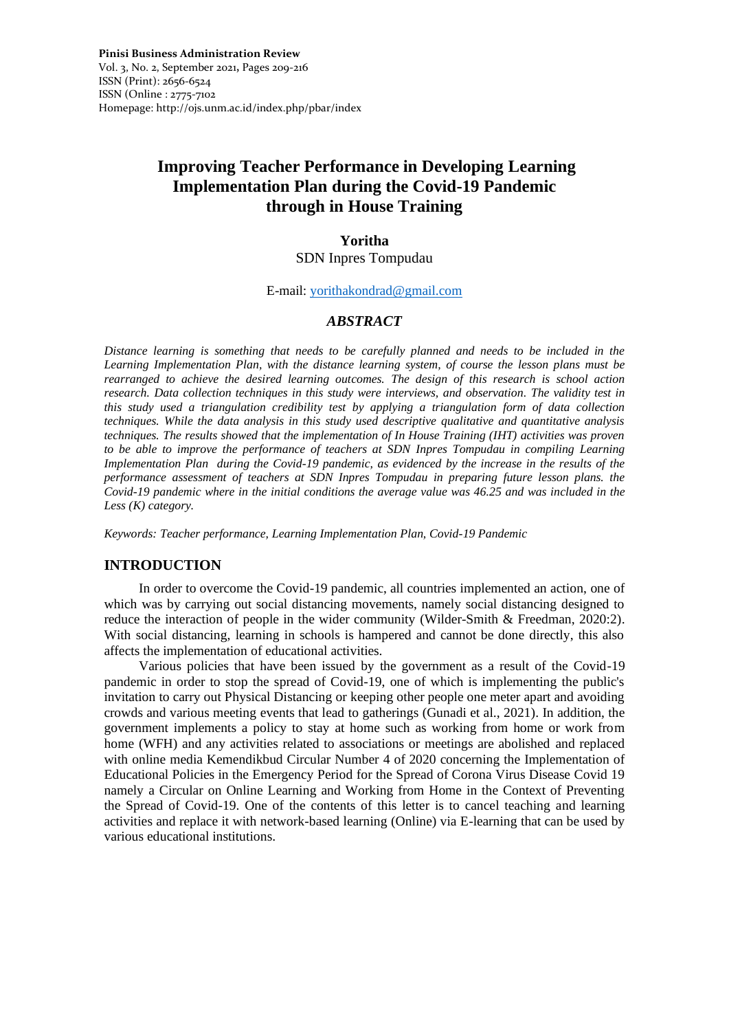# Improving Teacher Performance in Developing Learning Implementation Plan during the Covid-19 Pandemic through in House Training

**Yoritha**

SDN Inpres Tompudau

E-mail: yorithakondrad@gmail.com

## *ABSTRACT*

*Distance learning is something that needs to be carefully planned and needs to be included in the Learning Implementation Plan, with the distance learning system, of course the lesson plans must be rearranged to achieve the desired learning outcomes. The design of this research is school action research. Data collection techniques in this study were interviews, and observation. The validity test in this study used a triangulation credibility test by applying a triangulation form of data collection techniques. While the data analysis in this study used descriptive qualitative and quantitative analysis techniques. The results showed that the implementation of In House Training (IHT) activities was proven to be able to improve the performance of teachers at SDN Inpres Tompudau in compiling Learning Implementation Plan during the Covid-19 pandemic, as evidenced by the increase in the results of the performance assessment of teachers at SDN Inpres Tompudau in preparing future lesson plans. the Covid-19 pandemic where in the initial conditions the average value was 46.25 and was included in the Less (K) category.*

*Keywords: Teacher performance, Learning Implementation Plan, Covid-19 Pandemic*

## INTRODUCTION

In order to overcome the Covid-19 pandemic, all countries implemented an action, one of which was by carrying out social distancing movements, namely social distancing designed to reduce the interaction of people in the wider community (Wilder-Smith & Freedman, 2020:2). With social distancing, learning in schools is hampered and cannot be done directly, this also affects the implementation of educational activities.

Various policies that have been issued by the government as a result of the Covid-19 pandemic in order to stop the spread of Covid-19, one of which is implementing the public's invitation to carry out Physical Distancing or keeping other people one meter apart and avoiding crowds and various meeting events that lead to gatherings (Gunadi et al., 2021). In addition, the government implements a policy to stay at home such as working from home or work from home (WFH) and any activities related to associations or meetings are abolished and replaced with online media Kemendikbud Circular Number 4 of 2020 concerning the Implementation of Educational Policies in the Emergency Period for the Spread of Corona Virus Disease Covid 19 namely a Circular on Online Learning and Working from Home in the Context of Preventing the Spread of Covid-19. One of the contents of this letter is to cancel teaching and learning activities and replace it with network-based learning (Online) via E-learning that can be used by various educational institutions.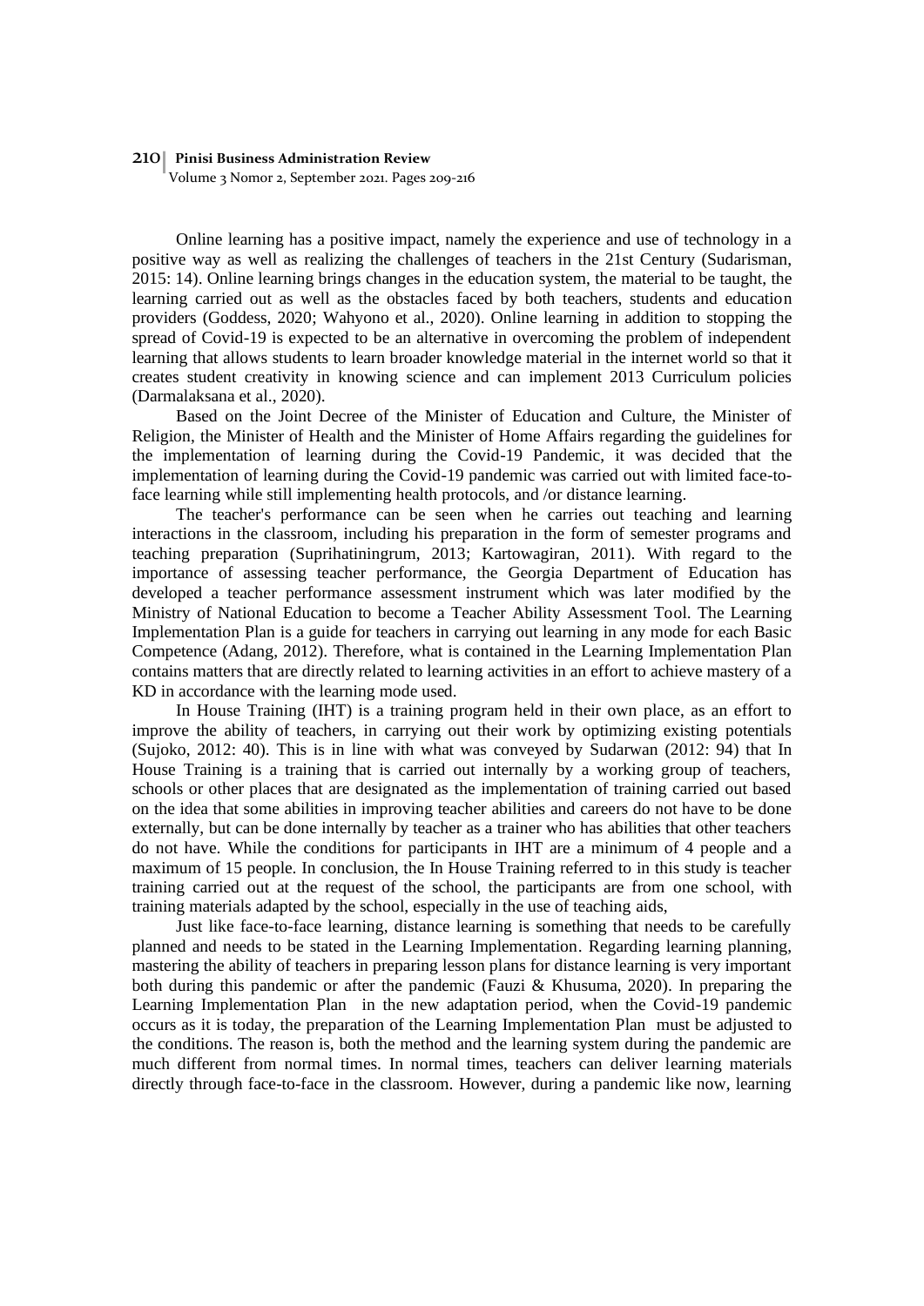Online learning has a positive impact, namely the experience and use of technology in a positive way as well as realizing the challenges of teachers in the 21st Century (Sudarisman, 2015: 14). Online learning brings changes in the education system, the material to be taught, the learning carried out as well as the obstacles faced by both teachers, students and education providers (Goddess, 2020; Wahyono et al., 2020). Online learning in addition to stopping the spread of Covid-19 is expected to be an alternative in overcoming the problem of independent learning that allows students to learn broader knowledge material in the internet world so that it creates student creativity in knowing science and can implement 2013 Curriculum policies (Darmalaksana et al., 2020).

Based on the Joint Decree of the Minister of Education and Culture, the Minister of Religion, the Minister of Health and the Minister of Home Affairs regarding the guidelines for the implementation of learning during the Covid-19 Pandemic, it was decided that the implementation of learning during the Covid-19 pandemic was carried out with limited face-to-face learning while still implementing health protocols, and /or distance learning.

The teacher's performance can be seen when he carries out teaching and learning interactions in the classroom, including his preparation in the form of semester programs and teaching preparation (Suprihatiningrum, 2013; Kartowagiran, 2011). With regard to the importance of assessing teacher performance, the Georgia Department of Education has developed a teacher performance assessment instrument which was later modified by the Ministry of National Education to become a Teacher Ability Assessment Tool. The Learning Implementation Plan is a guide for teachers in carrying out learning in any mode for each Basic Competence (Adang, 2012). Therefore, what is contained in the Learning Implementation Plan contains matters that are directly related to learning activities in an effort to achieve mastery of a KD in accordance with the learning mode used.

In House Training (IHT) is a training program held in their own place, as an effort to improve the ability of teachers, in carrying out their work by optimizing existing potentials (Sujoko, 2012: 40). This is in line with what was conveyed by Sudarwan (2012: 94) that In House Training is a training that is carried out internally by a working group of teachers, schools or other places that are designated as the implementation of training carried out based on the idea that some abilities in improving teacher abilities and careers do not have to be done externally, but can be done internally by teacher as a trainer who has abilities that other teachers do not have. While the conditions for participants in IHT are a minimum of 4 people and a maximum of 15 people. In conclusion, the In House Training referred to in this study is teacher training carried out at the request of the school, the participants are from one school, with training materials adapted by the school, especially in the use of teaching aids,

Just like face-to-face learning, distance learning is something that needs to be carefully planned and needs to be stated in the Learning Implementation. Regarding learning planning, mastering the ability of teachers in preparing lesson plans for distance learning is very important both during this pandemic or after the pandemic (Fauzi & Khusuma, 2020). In preparing the Learning Implementation Plan in the new adaptation period, when the Covid-19 pandemic occurs as it is today, the preparation of the Learning Implementation Plan must be adjusted to the conditions. The reason is, both the method and the learning system during the pandemic are much different from normal times. In normal times, teachers can deliver learning materials directly through face-to-face in the classroom. However, during a pandemic like now, learning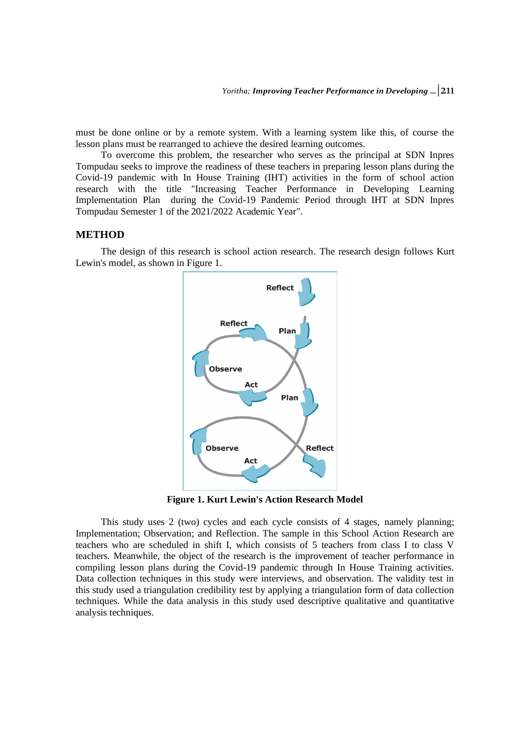must be done online or by a remote system. With a learning system like this, of course the lesson plans must be rearranged to achieve the desired learning outcomes.

To overcome this problem, the researcher who serves as the principal at SDN Inpres Tompudau seeks to improve the readiness of these teachers in preparing lesson plans during the Covid-19 pandemic with In House Training (IHT) activities in the form of school action research with the title "Increasing Teacher Performance in Developing Learning Implementation Plan during the Covid-19 Pandemic Period through IHT at SDN Inpres Tompudau Semester 1 of the 2021/2022 Academic Year".

## METHOD

The design of this research is school action research. The research design follows Kurt Lewin's model, as shown in Figure 1.

**Figure 1. Kurt Lewin's Action Research Model**

This study uses 2 (two) cycles and each cycle consists of 4 stages, namely planning; Implementation; Observation; and Reflection. The sample in this School Action Research are teachers who are scheduled in shift I, which consists of 5 teachers from class I to class V teachers. Meanwhile, the object of the research is the improvement of teacher performance in compiling lesson plans during the Covid-19 pandemic through In House Training activities. Data collection techniques in this study were interviews, and observation. The validity test in this study used a triangulation credibility test by applying a triangulation form of data collection techniques. While the data analysis in this study used descriptive qualitative and quantitative analysis techniques.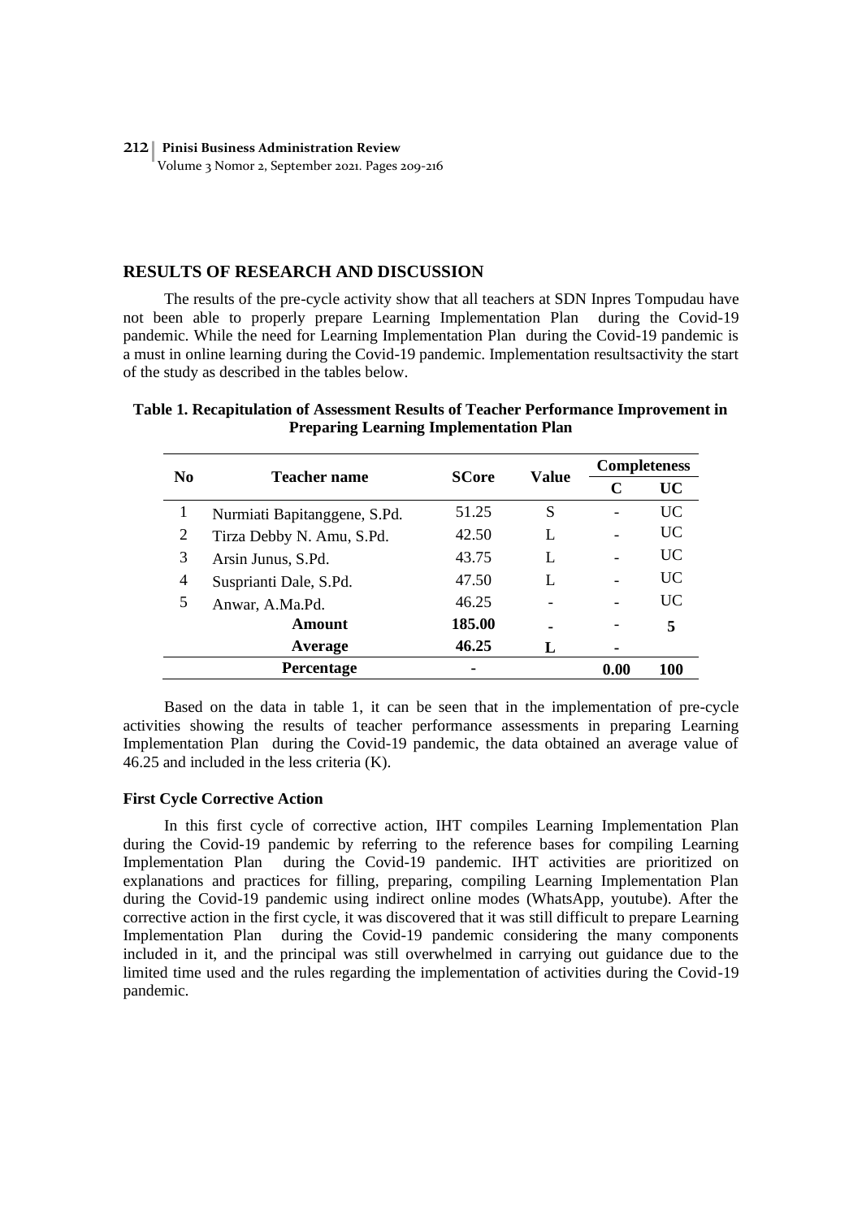## RESULTS OF RESEARCH AND DISCUSSION

The results of the pre-cycle activity show that all teachers at SDN Inpres Tompudau have not been able to properly prepare Learning Implementation Plan during the Covid-19 pandemic. While the need for Learning Implementation Plan during the Covid-19 pandemic is a must in online learning during the Covid-19 pandemic. Implementation resultsactivity the start of the study as described in the tables below.

**Table 1. Recapitulation of Assessment Results of Teacher Performance Improvement in Preparing Learning Implementation Plan**

| No | Teacher name | SCore | Value | Completeness | |
|---|---|---|---|---|---|
| | | | | C | UC |
| 1 | Nurmiati Bapitanggene, S.Pd. | 51.25 | S | - | UC |
| 2 | Tirza Debby N. Amu, S.Pd. | 42.50 | L | - | UC |
| 3 | Arsin Junus, S.Pd. | 43.75 | L | - | UC |
| 4 | Susprianti Dale, S.Pd. | 47.50 | L | - | UC |
| 5 | Anwar, A.Ma.Pd. | 46.25 | - | - | UC |
| | **Amount** | **185.00** | **-** | - | **5** |
| | **Average** | **46.25** | **L** | **-** | |
| | **Percentage** | **-** | | **0.00** | **100** |

Based on the data in table 1, it can be seen that in the implementation of pre-cycle activities showing the results of teacher performance assessments in preparing Learning Implementation Plan during the Covid-19 pandemic, the data obtained an average value of 46.25 and included in the less criteria (K).

### First Cycle Corrective Action

In this first cycle of corrective action, IHT compiles Learning Implementation Plan during the Covid-19 pandemic by referring to the reference bases for compiling Learning Implementation Plan during the Covid-19 pandemic. IHT activities are prioritized on explanations and practices for filling, preparing, compiling Learning Implementation Plan during the Covid-19 pandemic using indirect online modes (WhatsApp, youtube). After the corrective action in the first cycle, it was discovered that it was still difficult to prepare Learning Implementation Plan during the Covid-19 pandemic considering the many components included in it, and the principal was still overwhelmed in carrying out guidance due to the limited time used and the rules regarding the implementation of activities during the Covid-19 pandemic.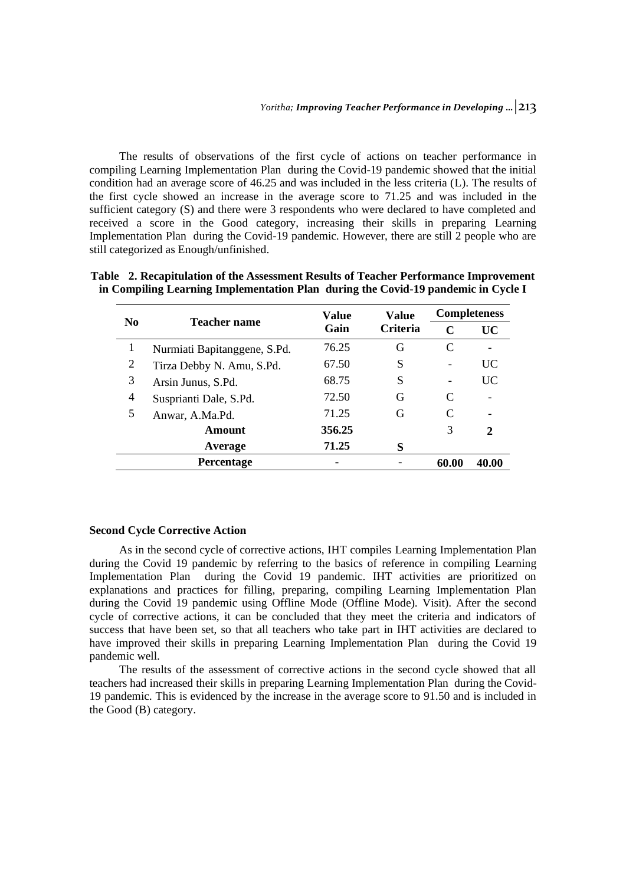The results of observations of the first cycle of actions on teacher performance in compiling Learning Implementation Plan during the Covid-19 pandemic showed that the initial condition had an average score of 46.25 and was included in the less criteria (L). The results of the first cycle showed an increase in the average score to 71.25 and was included in the sufficient category (S) and there were 3 respondents who were declared to have completed and received a score in the Good category, increasing their skills in preparing Learning Implementation Plan during the Covid-19 pandemic. However, there are still 2 people who are still categorized as Enough/unfinished.

**Table 2. Recapitulation of the Assessment Results of Teacher Performance Improvement in Compiling Learning Implementation Plan during the Covid-19 pandemic in Cycle I**

| No | Teacher name | Value Gain | Value Criteria | Completeness | |
|---|---|---|---|---|---|
| | | | | **C** | **UC** |
| 1 | Nurmiati Bapitanggene, S.Pd. | 76.25 | G | C | - |
| 2 | Tirza Debby N. Amu, S.Pd. | 67.50 | S | - | UC |
| 3 | Arsin Junus, S.Pd. | 68.75 | S | - | UC |
| 4 | Susprianti Dale, S.Pd. | 72.50 | G | C | - |
| 5 | Anwar, A.Ma.Pd. | 71.25 | G | C | - |
| | **Amount** | **356.25** | | 3 | **2** |
| | **Average** | **71.25** | **S** | | |
| | **Percentage** | **-** | - | **60.00** | **40.00** |

### Second Cycle Corrective Action

As in the second cycle of corrective actions, IHT compiles Learning Implementation Plan during the Covid 19 pandemic by referring to the basics of reference in compiling Learning Implementation Plan during the Covid 19 pandemic. IHT activities are prioritized on explanations and practices for filling, preparing, compiling Learning Implementation Plan during the Covid 19 pandemic using Offline Mode (Offline Mode). Visit). After the second cycle of corrective actions, it can be concluded that they meet the criteria and indicators of success that have been set, so that all teachers who take part in IHT activities are declared to have improved their skills in preparing Learning Implementation Plan during the Covid 19 pandemic well.

The results of the assessment of corrective actions in the second cycle showed that all teachers had increased their skills in preparing Learning Implementation Plan during the Covid-19 pandemic. This is evidenced by the increase in the average score to 91.50 and is included in the Good (B) category.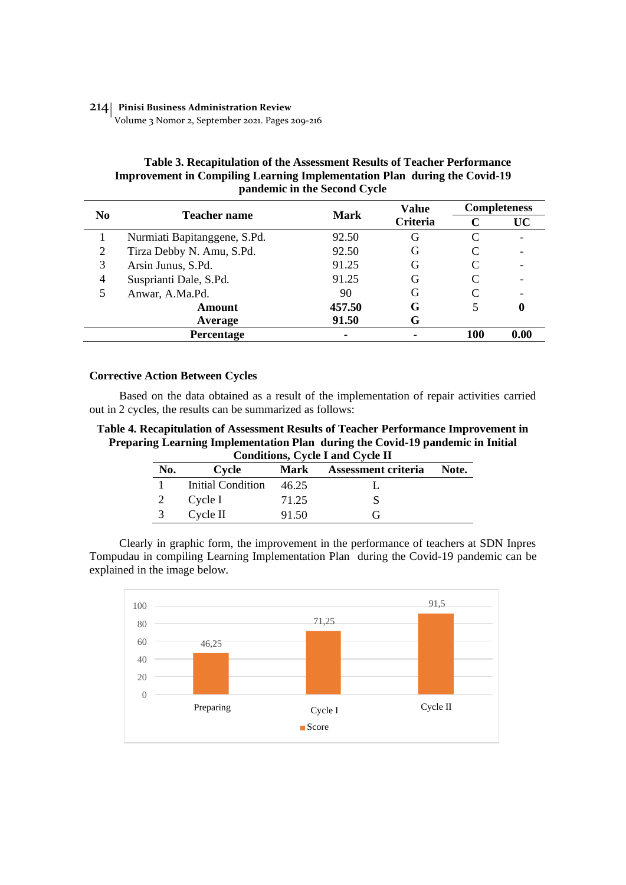**Table 3. Recapitulation of the Assessment Results of Teacher Performance Improvement in Compiling Learning Implementation Plan during the Covid-19 pandemic in the Second Cycle**

| No | Teacher name | Mark | Value Criteria | Completeness | |
|---|---|---|---|---|---|
| | | | | C | UC |
| 1 | Nurmiati Bapitanggene, S.Pd. | 92.50 | G | C | - |
| 2 | Tirza Debby N. Amu, S.Pd. | 92.50 | G | C | - |
| 3 | Arsin Junus, S.Pd. | 91.25 | G | C | - |
| 4 | Susprianti Dale, S.Pd. | 91.25 | G | C | - |
| 5 | Anwar, A.Ma.Pd. | 90 | G | C | - |
| | **Amount** | **457.50** | **G** | 5 | **0** |
| | **Average** | **91.50** | **G** | | |
| | **Percentage** | **-** | **-** | **100** | **0.00** |

**Corrective Action Between Cycles**

Based on the data obtained as a result of the implementation of repair activities carried out in 2 cycles, the results can be summarized as follows:

**Table 4. Recapitulation of Assessment Results of Teacher Performance Improvement in Preparing Learning Implementation Plan during the Covid-19 pandemic in Initial Conditions, Cycle I and Cycle II**

| No. | Cycle | Mark | Assessment criteria | Note. |
|---|---|---|---|---|
| 1 | Initial Condition | 46.25 | L | |
| 2 | Cycle I | 71.25 | S | |
| 3 | Cycle II | 91.50 | G | |

Clearly in graphic form, the improvement in the performance of teachers at SDN Inpres Tompudau in compiling Learning Implementation Plan during the Covid-19 pandemic can be explained in the image below.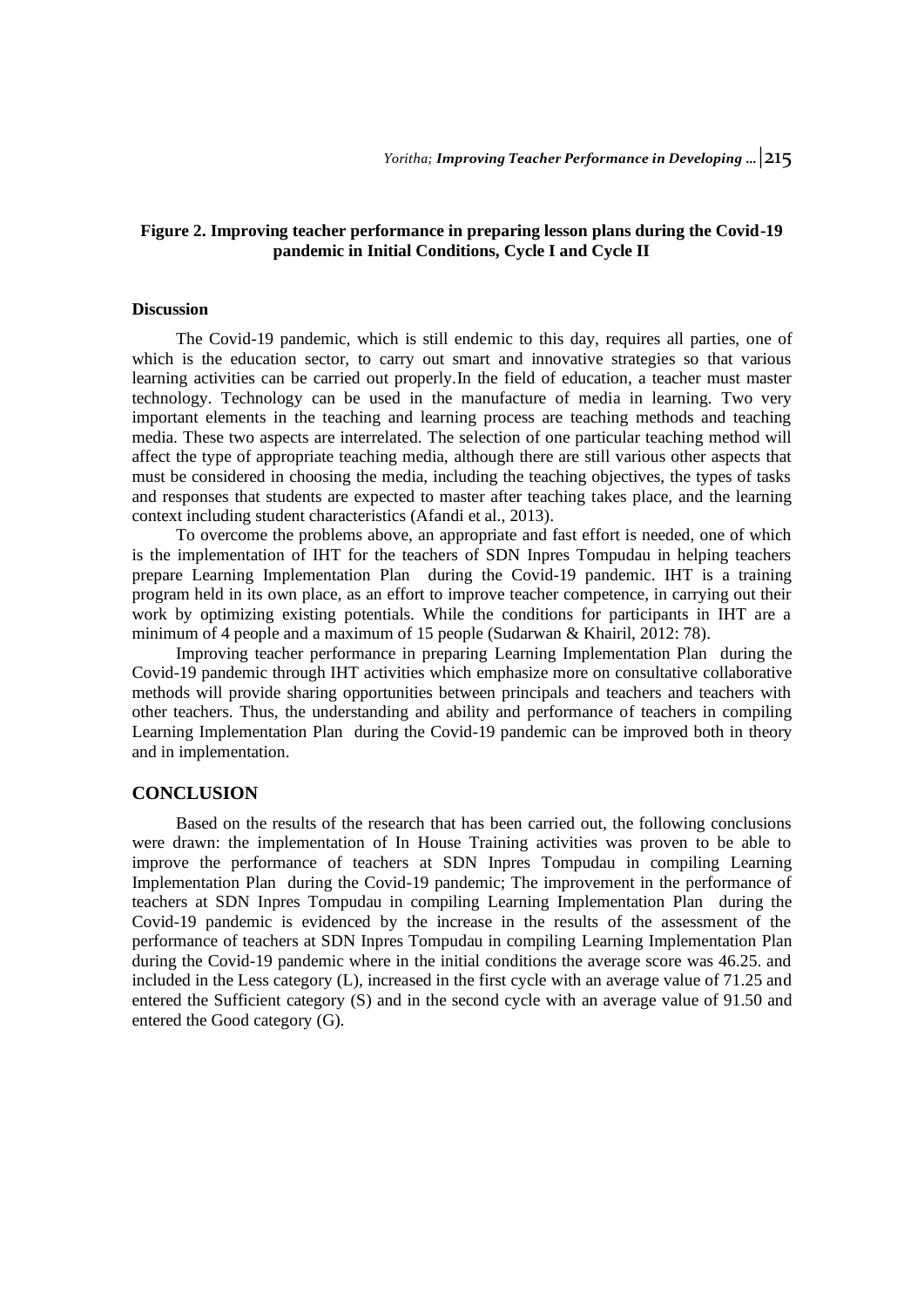**Figure 2. Improving teacher performance in preparing lesson plans during the Covid-19 pandemic in Initial Conditions, Cycle I and Cycle II**

### Discussion

The Covid-19 pandemic, which is still endemic to this day, requires all parties, one of which is the education sector, to carry out smart and innovative strategies so that various learning activities can be carried out properly.In the field of education, a teacher must master technology. Technology can be used in the manufacture of media in learning. Two very important elements in the teaching and learning process are teaching methods and teaching media. These two aspects are interrelated. The selection of one particular teaching method will affect the type of appropriate teaching media, although there are still various other aspects that must be considered in choosing the media, including the teaching objectives, the types of tasks and responses that students are expected to master after teaching takes place, and the learning context including student characteristics (Afandi et al., 2013).

To overcome the problems above, an appropriate and fast effort is needed, one of which is the implementation of IHT for the teachers of SDN Inpres Tompudau in helping teachers prepare Learning Implementation Plan during the Covid-19 pandemic. IHT is a training program held in its own place, as an effort to improve teacher competence, in carrying out their work by optimizing existing potentials. While the conditions for participants in IHT are a minimum of 4 people and a maximum of 15 people (Sudarwan & Khairil, 2012: 78).

Improving teacher performance in preparing Learning Implementation Plan during the Covid-19 pandemic through IHT activities which emphasize more on consultative collaborative methods will provide sharing opportunities between principals and teachers and teachers with other teachers. Thus, the understanding and ability and performance of teachers in compiling Learning Implementation Plan during the Covid-19 pandemic can be improved both in theory and in implementation.

## CONCLUSION

Based on the results of the research that has been carried out, the following conclusions were drawn: the implementation of In House Training activities was proven to be able to improve the performance of teachers at SDN Inpres Tompudau in compiling Learning Implementation Plan during the Covid-19 pandemic; The improvement in the performance of teachers at SDN Inpres Tompudau in compiling Learning Implementation Plan during the Covid-19 pandemic is evidenced by the increase in the results of the assessment of the performance of teachers at SDN Inpres Tompudau in compiling Learning Implementation Plan during the Covid-19 pandemic where in the initial conditions the average score was 46.25. and included in the Less category (L), increased in the first cycle with an average value of 71.25 and entered the Sufficient category (S) and in the second cycle with an average value of 91.50 and entered the Good category (G).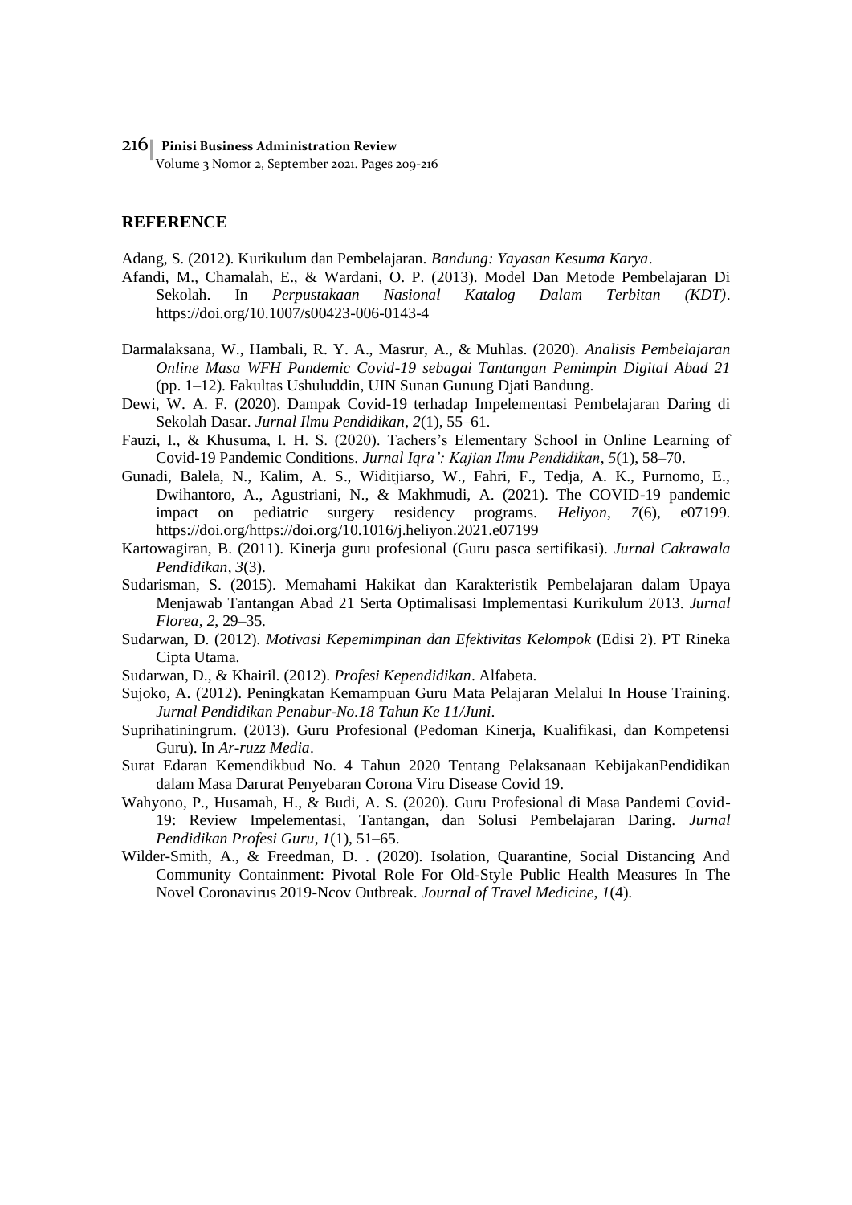## REFERENCE

Adang, S. (2012). Kurikulum dan Pembelajaran. *Bandung: Yayasan Kesuma Karya*.

Afandi, M., Chamalah, E., & Wardani, O. P. (2013). Model Dan Metode Pembelajaran Di Sekolah. In *Perpustakaan Nasional Katalog Dalam Terbitan (KDT)*. https://doi.org/10.1007/s00423-006-0143-4

Darmalaksana, W., Hambali, R. Y. A., Masrur, A., & Muhlas. (2020). *Analisis Pembelajaran Online Masa WFH Pandemic Covid-19 sebagai Tantangan Pemimpin Digital Abad 21* (pp. 1–12). Fakultas Ushuluddin, UIN Sunan Gunung Djati Bandung.

Dewi, W. A. F. (2020). Dampak Covid-19 terhadap Impelementasi Pembelajaran Daring di Sekolah Dasar. *Jurnal Ilmu Pendidikan*, *2*(1), 55–61.

Fauzi, I., & Khusuma, I. H. S. (2020). Tachers's Elementary School in Online Learning of Covid-19 Pandemic Conditions. *Jurnal Iqra': Kajian Ilmu Pendidikan*, *5*(1), 58–70.

Gunadi, Balela, N., Kalim, A. S., Widitjiarso, W., Fahri, F., Tedja, A. K., Purnomo, E., Dwihantoro, A., Agustriani, N., & Makhmudi, A. (2021). The COVID-19 pandemic impact on pediatric surgery residency programs. *Heliyon*, *7*(6), e07199. https://doi.org/https://doi.org/10.1016/j.heliyon.2021.e07199

Kartowagiran, B. (2011). Kinerja guru profesional (Guru pasca sertifikasi). *Jurnal Cakrawala Pendidikan*, *3*(3).

Sudarisman, S. (2015). Memahami Hakikat dan Karakteristik Pembelajaran dalam Upaya Menjawab Tantangan Abad 21 Serta Optimalisasi Implementasi Kurikulum 2013. *Jurnal Florea*, *2*, 29–35.

Sudarwan, D. (2012). *Motivasi Kepemimpinan dan Efektivitas Kelompok* (Edisi 2). PT Rineka Cipta Utama.

Sudarwan, D., & Khairil. (2012). *Profesi Kependidikan*. Alfabeta.

Sujoko, A. (2012). Peningkatan Kemampuan Guru Mata Pelajaran Melalui In House Training. *Jurnal Pendidikan Penabur-No.18 Tahun Ke 11/Juni*.

Suprihatiningrum. (2013). Guru Profesional (Pedoman Kinerja, Kualifikasi, dan Kompetensi Guru). In *Ar-ruzz Media*.

Surat Edaran Kemendikbud No. 4 Tahun 2020 Tentang Pelaksanaan KebijakanPendidikan dalam Masa Darurat Penyebaran Corona Viru Disease Covid 19.

Wahyono, P., Husamah, H., & Budi, A. S. (2020). Guru Profesional di Masa Pandemi Covid-19: Review Impelementasi, Tantangan, dan Solusi Pembelajaran Daring. *Jurnal Pendidikan Profesi Guru*, *1*(1), 51–65.

Wilder-Smith, A., & Freedman, D. . (2020). Isolation, Quarantine, Social Distancing And Community Containment: Pivotal Role For Old-Style Public Health Measures In The Novel Coronavirus 2019-Ncov Outbreak. *Journal of Travel Medicine*, *1*(4).